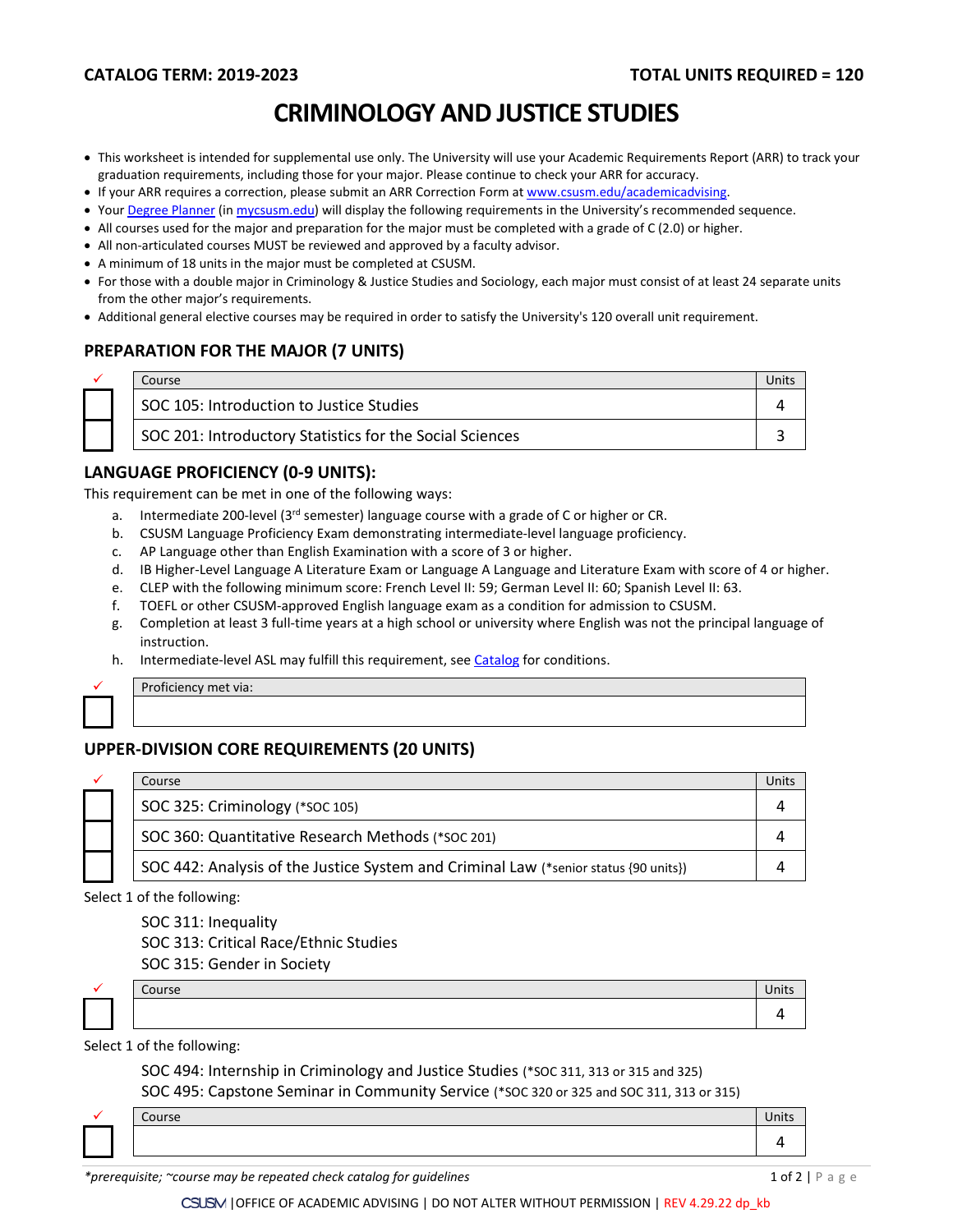**CATALOG TERM: 2019-2023** **TOTAL UNITS REQUIRED = 120**

# CRIMINOLOGY AND JUSTICE STUDIES

- This worksheet is intended for supplemental use only. The University will use your Academic Requirements Report (ARR) to track your graduation requirements, including those for your major. Please continue to check your ARR for accuracy.
- If your ARR requires a correction, please submit an ARR Correction Form at www.csusm.edu/academicadvising.
- Your Degree Planner (in mycsusm.edu) will display the following requirements in the University's recommended sequence.
- All courses used for the major and preparation for the major must be completed with a grade of C (2.0) or higher.
- All non-articulated courses MUST be reviewed and approved by a faculty advisor.
- A minimum of 18 units in the major must be completed at CSUSM.
- For those with a double major in Criminology & Justice Studies and Sociology, each major must consist of at least 24 separate units from the other major's requirements.
- Additional general elective courses may be required in order to satisfy the University's 120 overall unit requirement.

## PREPARATION FOR THE MAJOR (7 UNITS)

| ✓ | Course | Units |
|---|---|---|
| ☐ | SOC 105: Introduction to Justice Studies | 4 |
| ☐ | SOC 201: Introductory Statistics for the Social Sciences | 3 |

## LANGUAGE PROFICIENCY (0-9 UNITS):

This requirement can be met in one of the following ways:

a. Intermediate 200-level (3rd semester) language course with a grade of C or higher or CR.
b. CSUSM Language Proficiency Exam demonstrating intermediate-level language proficiency.
c. AP Language other than English Examination with a score of 3 or higher.
d. IB Higher-Level Language A Literature Exam or Language A Language and Literature Exam with score of 4 or higher.
e. CLEP with the following minimum score: French Level II: 59; German Level II: 60; Spanish Level II: 63.
f. TOEFL or other CSUSM-approved English language exam as a condition for admission to CSUSM.
g. Completion at least 3 full-time years at a high school or university where English was not the principal language of instruction.
h. Intermediate-level ASL may fulfill this requirement, see Catalog for conditions.

| ✓ | Proficiency met via: |
|---|---|
| ☐ | |

## UPPER-DIVISION CORE REQUIREMENTS (20 UNITS)

| ✓ | Course | Units |
|---|---|---|
| ☐ | SOC 325: Criminology (*SOC 105) | 4 |
| ☐ | SOC 360: Quantitative Research Methods (*SOC 201) | 4 |
| ☐ | SOC 442: Analysis of the Justice System and Criminal Law (*senior status {90 units}) | 4 |

Select 1 of the following:

SOC 311: Inequality
SOC 313: Critical Race/Ethnic Studies
SOC 315: Gender in Society

| ✓ | Course | Units |
|---|---|---|
| ☐ | | 4 |

Select 1 of the following:

SOC 494: Internship in Criminology and Justice Studies (*SOC 311, 313 or 315 and 325)
SOC 495: Capstone Seminar in Community Service (*SOC 320 or 325 and SOC 311, 313 or 315)

| ✓ | Course | Units |
|---|---|---|
| ☐ | | 4 |

*\*prerequisite; ~course may be repeated check catalog for guidelines*

CSUSM | OFFICE OF ACADEMIC ADVISING | DO NOT ALTER WITHOUT PERMISSION | REV 4.29.22 dp_kb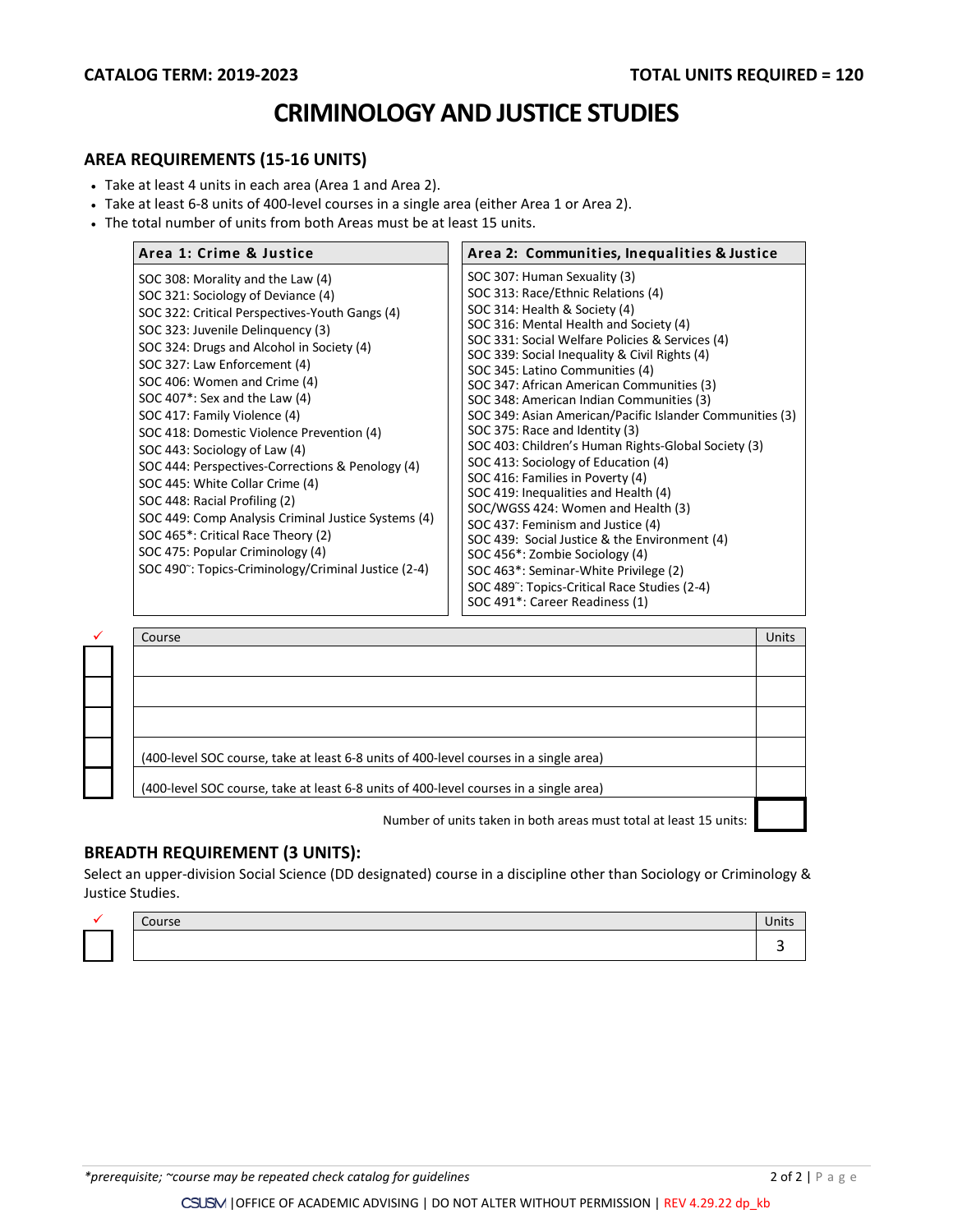**CATALOG TERM: 2019-2023** **TOTAL UNITS REQUIRED = 120**

# CRIMINOLOGY AND JUSTICE STUDIES

## AREA REQUIREMENTS (15-16 UNITS)

- Take at least 4 units in each area (Area 1 and Area 2).
- Take at least 6-8 units of 400-level courses in a single area (either Area 1 or Area 2).
- The total number of units from both Areas must be at least 15 units.

| Area 1: Crime & Justice | Area 2: Communities, Inequalities & Justice |
|---|---|
| SOC 308: Morality and the Law (4) | SOC 307: Human Sexuality (3) |
| SOC 321: Sociology of Deviance (4) | SOC 313: Race/Ethnic Relations (4) |
| SOC 322: Critical Perspectives-Youth Gangs (4) | SOC 314: Health & Society (4) |
| SOC 323: Juvenile Delinquency (3) | SOC 316: Mental Health and Society (4) |
| SOC 324: Drugs and Alcohol in Society (4) | SOC 331: Social Welfare Policies & Services (4) |
| SOC 327: Law Enforcement (4) | SOC 339: Social Inequality & Civil Rights (4) |
| SOC 406: Women and Crime (4) | SOC 345: Latino Communities (4) |
| SOC 407*: Sex and the Law (4) | SOC 347: African American Communities (3) |
| SOC 417: Family Violence (4) | SOC 348: American Indian Communities (3) |
| SOC 418: Domestic Violence Prevention (4) | SOC 349: Asian American/Pacific Islander Communities (3) |
| SOC 443: Sociology of Law (4) | SOC 375: Race and Identity (3) |
| SOC 444: Perspectives-Corrections & Penology (4) | SOC 403: Children's Human Rights-Global Society (3) |
| SOC 445: White Collar Crime (4) | SOC 413: Sociology of Education (4) |
| SOC 448: Racial Profiling (2) | SOC 416: Families in Poverty (4) |
| SOC 449: Comp Analysis Criminal Justice Systems (4) | SOC 419: Inequalities and Health (4) |
| SOC 465*: Critical Race Theory (2) | SOC/WGSS 424: Women and Health (3) |
| SOC 475: Popular Criminology (4) | SOC 437: Feminism and Justice (4) |
| SOC 490~: Topics-Criminology/Criminal Justice (2-4) | SOC 439: Social Justice & the Environment (4) |
| | SOC 456*: Zombie Sociology (4) |
| | SOC 463*: Seminar-White Privilege (2) |
| | SOC 489~: Topics-Critical Race Studies (2-4) |
| | SOC 491*: Career Readiness (1) |

| ✓ | Course | Units |
|---|---|---|
| ☐ | | |
| ☐ | | |
| ☐ | | |
| ☐ | (400-level SOC course, take at least 6-8 units of 400-level courses in a single area) | |
| ☐ | (400-level SOC course, take at least 6-8 units of 400-level courses in a single area) | |
| | Number of units taken in both areas must total at least 15 units: | |

## BREADTH REQUIREMENT (3 UNITS):

Select an upper-division Social Science (DD designated) course in a discipline other than Sociology or Criminology & Justice Studies.

| ✓ | Course | Units |
|---|---|---|
| ☐ | | 3 |

*\*prerequisite; ~course may be repeated check catalog for guidelines*

CSUSM | OFFICE OF ACADEMIC ADVISING | DO NOT ALTER WITHOUT PERMISSION | REV 4.29.22 dp_kb